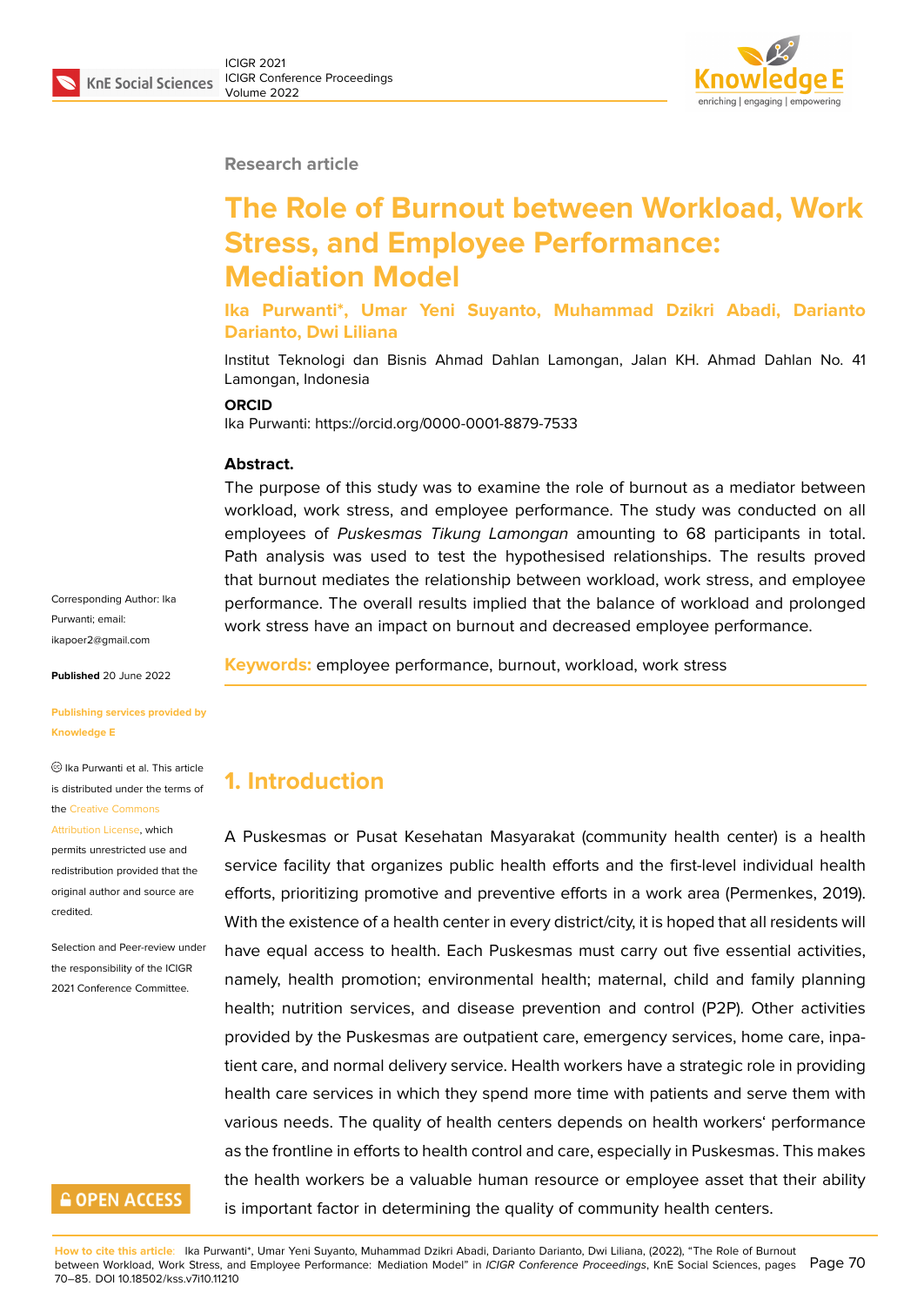Research article

# The Role of Burnout between Workload, Work Stress, and Employee Performance: Mediation Model

**Ika Purwanti*, Umar Yeni Suyanto, Muhammad Dzikri Abadi, Darianto Darianto, Dwi Liliana**

Institut Teknologi dan Bisnis Ahmad Dahlan Lamongan, Jalan KH. Ahmad Dahlan No. 41 Lamongan, Indonesia

**ORCID**

Ika Purwanti: https://orcid.org/0000-0001-8879-7533

**Abstract.**
The purpose of this study was to examine the role of burnout as a mediator between workload, work stress, and employee performance. The study was conducted on all employees of *Puskesmas Tikung Lamongan* amounting to 68 participants in total. Path analysis was used to test the hypothesised relationships. The results proved that burnout mediates the relationship between workload, work stress, and employee performance. The overall results implied that the balance of workload and prolonged work stress have an impact on burnout and decreased employee performance.

**Keywords:** employee performance, burnout, workload, work stress

Corresponding Author: Ika Purwanti; email: ikapoer2@gmail.com

**Published** 20 June 2022

**Publishing services provided by Knowledge E**

© Ika Purwanti et al. This article is distributed under the terms of the Creative Commons Attribution License, which permits unrestricted use and redistribution provided that the original author and source are credited.

Selection and Peer-review under the responsibility of the ICIGR 2021 Conference Committee.

## 1. Introduction

A Puskesmas or Pusat Kesehatan Masyarakat (community health center) is a health service facility that organizes public health efforts and the first-level individual health efforts, prioritizing promotive and preventive efforts in a work area (Permenkes, 2019). With the existence of a health center in every district/city, it is hoped that all residents will have equal access to health. Each Puskesmas must carry out five essential activities, namely, health promotion; environmental health; maternal, child and family planning health; nutrition services, and disease prevention and control (P2P). Other activities provided by the Puskesmas are outpatient care, emergency services, home care, inpatient care, and normal delivery service. Health workers have a strategic role in providing health care services in which they spend more time with patients and serve them with various needs. The quality of health centers depends on health workers' performance as the frontline in efforts to health control and care, especially in Puskesmas. This makes the health workers be a valuable human resource or employee asset that their ability is important factor in determining the quality of community health centers.

**How to cite this article**: Ika Purwanti*, Umar Yeni Suyanto, Muhammad Dzikri Abadi, Darianto Darianto, Dwi Liliana, (2022), "The Role of Burnout between Workload, Work Stress, and Employee Performance: Mediation Model" in *ICIGR Conference Proceedings*, KnE Social Sciences, pages 70–85. DOI 10.18502/kss.v7i10.11210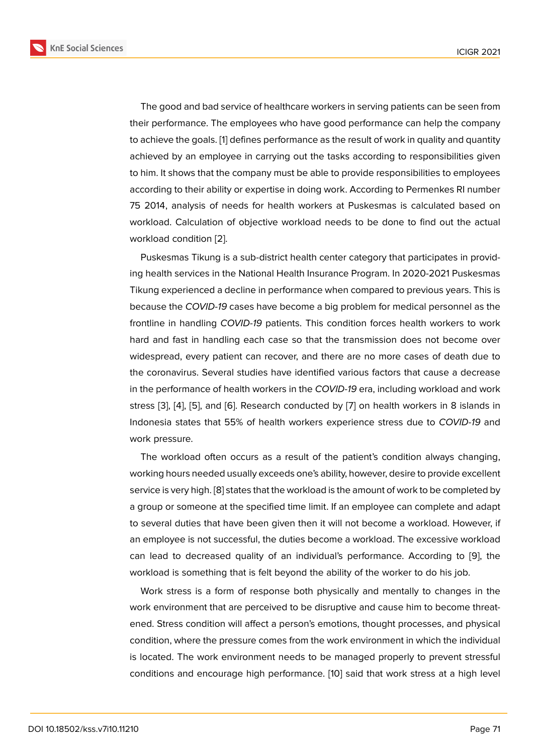The good and bad service of healthcare workers in serving patients can be seen from their performance. The employees who have good performance can help the company to achieve the goals. [1] defines performance as the result of work in quality and quantity achieved by an employee in carrying out the tasks according to responsibilities given to him. It shows that the company must be able to provide responsibilities to employees according to their ability or expertise in doing work. According to Permenkes RI number 75 2014, analysis of needs for health workers at Puskesmas is calculated based on workload. Calculation of objective workload needs to be done to find out the actual workload condition [2].

Puskesmas Tikung is a sub-district health center category that participates in providing health services in the National Health Insurance Program. In 2020-2021 Puskesmas Tikung experienced a decline in performance when compared to previous years. This is because the *COVID-19* cases have become a big problem for medical personnel as the frontline in handling *COVID-19* patients. This condition forces health workers to work hard and fast in handling each case so that the transmission does not become over widespread, every patient can recover, and there are no more cases of death due to the coronavirus. Several studies have identified various factors that cause a decrease in the performance of health workers in the *COVID-19* era, including workload and work stress [3], [4], [5], and [6]. Research conducted by [7] on health workers in 8 islands in Indonesia states that 55% of health workers experience stress due to *COVID-19* and work pressure.

The workload often occurs as a result of the patient's condition always changing, working hours needed usually exceeds one's ability, however, desire to provide excellent service is very high. [8] states that the workload is the amount of work to be completed by a group or someone at the specified time limit. If an employee can complete and adapt to several duties that have been given then it will not become a workload. However, if an employee is not successful, the duties become a workload. The excessive workload can lead to decreased quality of an individual's performance. According to [9], the workload is something that is felt beyond the ability of the worker to do his job.

Work stress is a form of response both physically and mentally to changes in the work environment that are perceived to be disruptive and cause him to become threatened. Stress condition will affect a person's emotions, thought processes, and physical condition, where the pressure comes from the work environment in which the individual is located. The work environment needs to be managed properly to prevent stressful conditions and encourage high performance. [10] said that work stress at a high level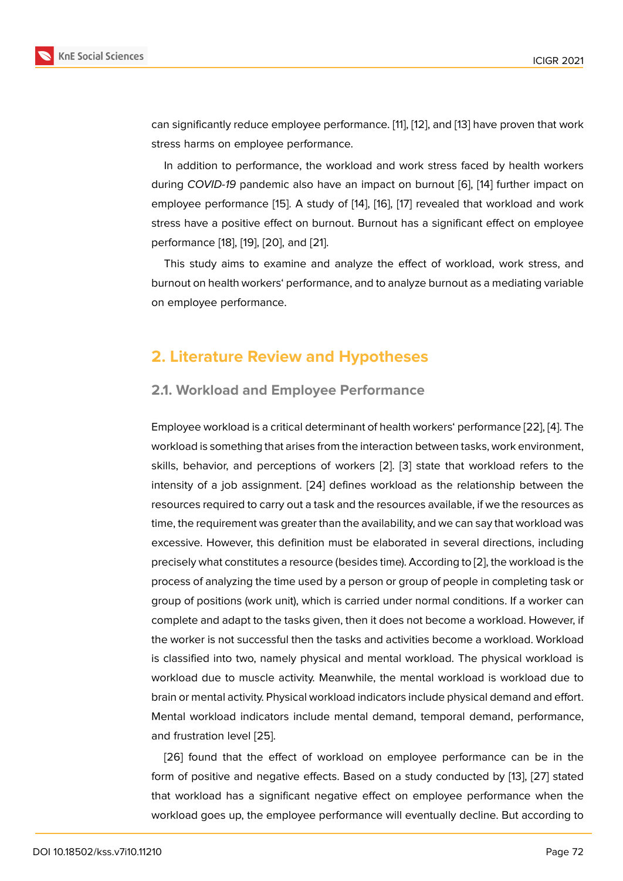can significantly reduce employee performance. [11], [12], and [13] have proven that work stress harms on employee performance.

In addition to performance, the workload and work stress faced by health workers during *COVID-19* pandemic also have an impact on burnout [6], [14] further impact on employee performance [15]. A study of [14], [16], [17] revealed that workload and work stress have a positive effect on burnout. Burnout has a significant effect on employee performance [18], [19], [20], and [21].

This study aims to examine and analyze the effect of workload, work stress, and burnout on health workers‘ performance, and to analyze burnout as a mediating variable on employee performance.

## 2. Literature Review and Hypotheses

### 2.1. Workload and Employee Performance

Employee workload is a critical determinant of health workers‘ performance [22], [4]. The workload is something that arises from the interaction between tasks, work environment, skills, behavior, and perceptions of workers [2]. [3] state that workload refers to the intensity of a job assignment. [24] defines workload as the relationship between the resources required to carry out a task and the resources available, if we the resources as time, the requirement was greater than the availability, and we can say that workload was excessive. However, this definition must be elaborated in several directions, including precisely what constitutes a resource (besides time). According to [2], the workload is the process of analyzing the time used by a person or group of people in completing task or group of positions (work unit), which is carried under normal conditions. If a worker can complete and adapt to the tasks given, then it does not become a workload. However, if the worker is not successful then the tasks and activities become a workload. Workload is classified into two, namely physical and mental workload. The physical workload is workload due to muscle activity. Meanwhile, the mental workload is workload due to brain or mental activity. Physical workload indicators include physical demand and effort. Mental workload indicators include mental demand, temporal demand, performance, and frustration level [25].

[26] found that the effect of workload on employee performance can be in the form of positive and negative effects. Based on a study conducted by [13], [27] stated that workload has a significant negative effect on employee performance when the workload goes up, the employee performance will eventually decline. But according to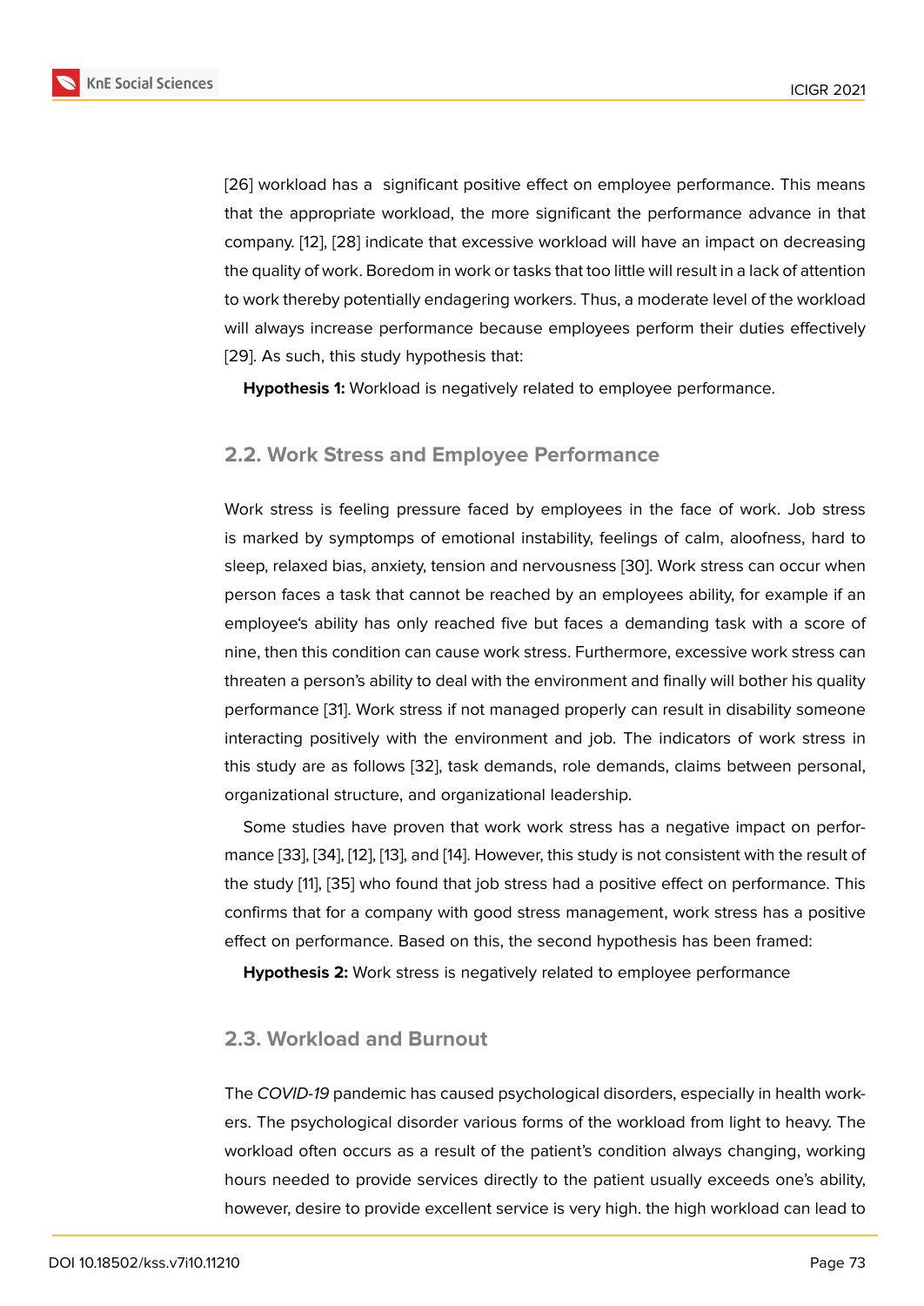[26] workload has a significant positive effect on employee performance. This means that the appropriate workload, the more significant the performance advance in that company. [12], [28] indicate that excessive workload will have an impact on decreasing the quality of work. Boredom in work or tasks that too little will result in a lack of attention to work thereby potentially endagering workers. Thus, a moderate level of the workload will always increase performance because employees perform their duties effectively [29]. As such, this study hypothesis that:

**Hypothesis 1:** Workload is negatively related to employee performance.

## 2.2. Work Stress and Employee Performance

Work stress is feeling pressure faced by employees in the face of work. Job stress is marked by symptomps of emotional instability, feelings of calm, aloofness, hard to sleep, relaxed bias, anxiety, tension and nervousness [30]. Work stress can occur when person faces a task that cannot be reached by an employees ability, for example if an employee's ability has only reached five but faces a demanding task with a score of nine, then this condition can cause work stress. Furthermore, excessive work stress can threaten a person's ability to deal with the environment and finally will bother his quality performance [31]. Work stress if not managed properly can result in disability someone interacting positively with the environment and job. The indicators of work stress in this study are as follows [32], task demands, role demands, claims between personal, organizational structure, and organizational leadership.

Some studies have proven that work work stress has a negative impact on performance [33], [34], [12], [13], and [14]. However, this study is not consistent with the result of the study [11], [35] who found that job stress had a positive effect on performance. This confirms that for a company with good stress management, work stress has a positive effect on performance. Based on this, the second hypothesis has been framed:

**Hypothesis 2:** Work stress is negatively related to employee performance

## 2.3. Workload and Burnout

The *COVID-19* pandemic has caused psychological disorders, especially in health workers. The psychological disorder various forms of the workload from light to heavy. The workload often occurs as a result of the patient's condition always changing, working hours needed to provide services directly to the patient usually exceeds one's ability, however, desire to provide excellent service is very high. the high workload can lead to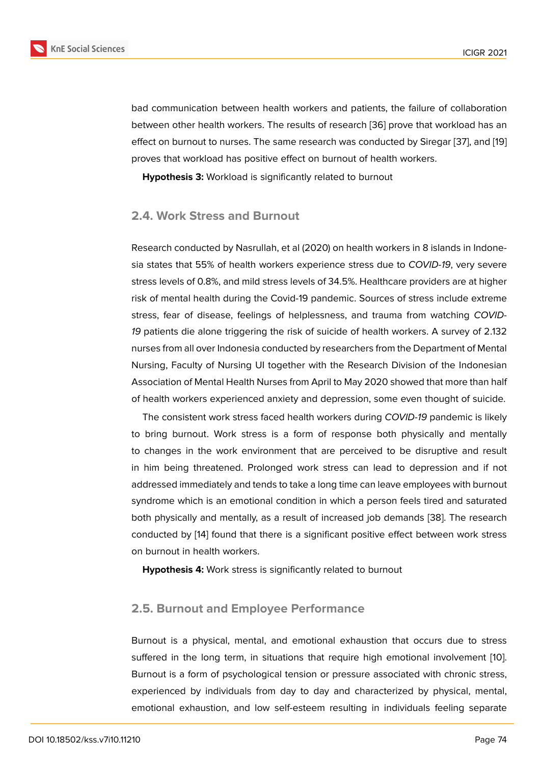bad communication between health workers and patients, the failure of collaboration between other health workers. The results of research [36] prove that workload has an effect on burnout to nurses. The same research was conducted by Siregar [37], and [19] proves that workload has positive effect on burnout of health workers.

**Hypothesis 3:** Workload is significantly related to burnout

## 2.4. Work Stress and Burnout

Research conducted by Nasrullah, et al (2020) on health workers in 8 islands in Indonesia states that 55% of health workers experience stress due to *COVID-19*, very severe stress levels of 0.8%, and mild stress levels of 34.5%. Healthcare providers are at higher risk of mental health during the Covid-19 pandemic. Sources of stress include extreme stress, fear of disease, feelings of helplessness, and trauma from watching *COVID-19* patients die alone triggering the risk of suicide of health workers. A survey of 2.132 nurses from all over Indonesia conducted by researchers from the Department of Mental Nursing, Faculty of Nursing UI together with the Research Division of the Indonesian Association of Mental Health Nurses from April to May 2020 showed that more than half of health workers experienced anxiety and depression, some even thought of suicide.

The consistent work stress faced health workers during *COVID-19* pandemic is likely to bring burnout. Work stress is a form of response both physically and mentally to changes in the work environment that are perceived to be disruptive and result in him being threatened. Prolonged work stress can lead to depression and if not addressed immediately and tends to take a long time can leave employees with burnout syndrome which is an emotional condition in which a person feels tired and saturated both physically and mentally, as a result of increased job demands [38]. The research conducted by [14] found that there is a significant positive effect between work stress on burnout in health workers.

**Hypothesis 4:** Work stress is significantly related to burnout

## 2.5. Burnout and Employee Performance

Burnout is a physical, mental, and emotional exhaustion that occurs due to stress suffered in the long term, in situations that require high emotional involvement [10]. Burnout is a form of psychological tension or pressure associated with chronic stress, experienced by individuals from day to day and characterized by physical, mental, emotional exhaustion, and low self-esteem resulting in individuals feeling separate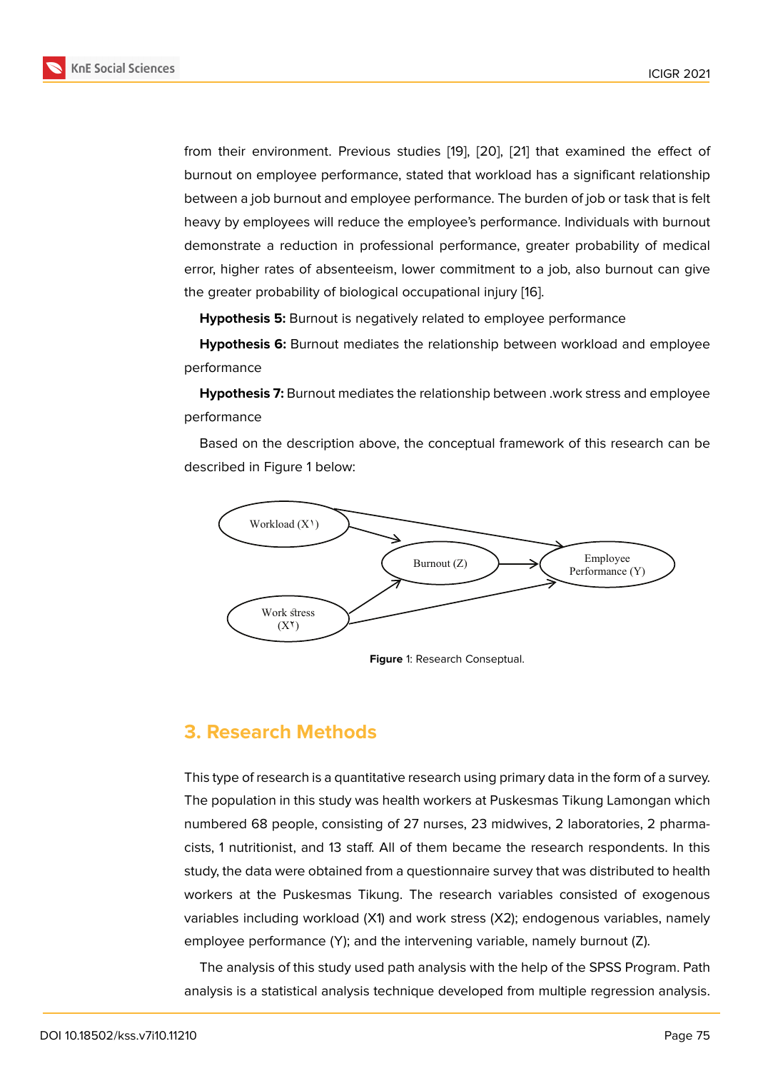from their environment. Previous studies [19], [20], [21] that examined the effect of burnout on employee performance, stated that workload has a significant relationship between a job burnout and employee performance. The burden of job or task that is felt heavy by employees will reduce the employee's performance. Individuals with burnout demonstrate a reduction in professional performance, greater probability of medical error, higher rates of absenteeism, lower commitment to a job, also burnout can give the greater probability of biological occupational injury [16].

**Hypothesis 5:** Burnout is negatively related to employee performance

**Hypothesis 6:** Burnout mediates the relationship between workload and employee performance

**Hypothesis 7:** Burnout mediates the relationship between .work stress and employee performance

Based on the description above, the conceptual framework of this research can be described in Figure 1 below:

Workload (X١)

Burnout (Z)

Employee Performance (Y)

Work stress (X٢)

**Figure** 1: Research Conseptual.

## 3. Research Methods

This type of research is a quantitative research using primary data in the form of a survey. The population in this study was health workers at Puskesmas Tikung Lamongan which numbered 68 people, consisting of 27 nurses, 23 midwives, 2 laboratories, 2 pharmacists, 1 nutritionist, and 13 staff. All of them became the research respondents. In this study, the data were obtained from a questionnaire survey that was distributed to health workers at the Puskesmas Tikung. The research variables consisted of exogenous variables including workload (X1) and work stress (X2); endogenous variables, namely employee performance (Y); and the intervening variable, namely burnout (Z).

The analysis of this study used path analysis with the help of the SPSS Program. Path analysis is a statistical analysis technique developed from multiple regression analysis.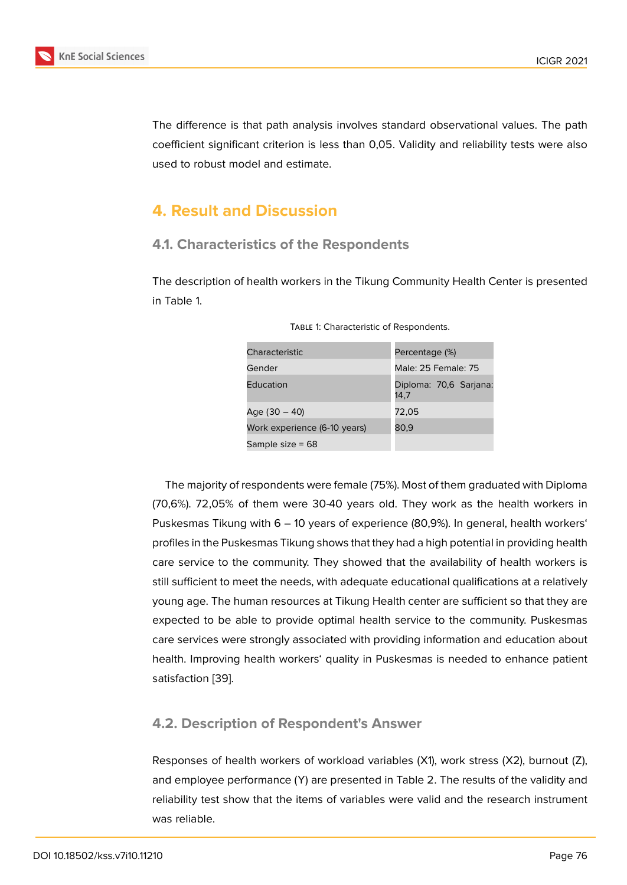The difference is that path analysis involves standard observational values. The path coefficient significant criterion is less than 0,05. Validity and reliability tests were also used to robust model and estimate.

# 4. Result and Discussion

## 4.1. Characteristics of the Respondents

The description of health workers in the Tikung Community Health Center is presented in Table 1.

Table 1: Characteristic of Respondents.

| Characteristic | Percentage (%) |
|---|---|
| Gender | Male: 25 Female: 75 |
| Education | Diploma: 70,6 Sarjana: 14,7 |
| Age (30 – 40) | 72,05 |
| Work experience (6-10 years) | 80,9 |
| Sample size = 68 | |

The majority of respondents were female (75%). Most of them graduated with Diploma (70,6%). 72,05% of them were 30-40 years old. They work as the health workers in Puskesmas Tikung with 6 – 10 years of experience (80,9%). In general, health workers' profiles in the Puskesmas Tikung shows that they had a high potential in providing health care service to the community. They showed that the availability of health workers is still sufficient to meet the needs, with adequate educational qualifications at a relatively young age. The human resources at Tikung Health center are sufficient so that they are expected to be able to provide optimal health service to the community. Puskesmas care services were strongly associated with providing information and education about health. Improving health workers' quality in Puskesmas is needed to enhance patient satisfaction [39].

## 4.2. Description of Respondent's Answer

Responses of health workers of workload variables (X1), work stress (X2), burnout (Z), and employee performance (Y) are presented in Table 2. The results of the validity and reliability test show that the items of variables were valid and the research instrument was reliable.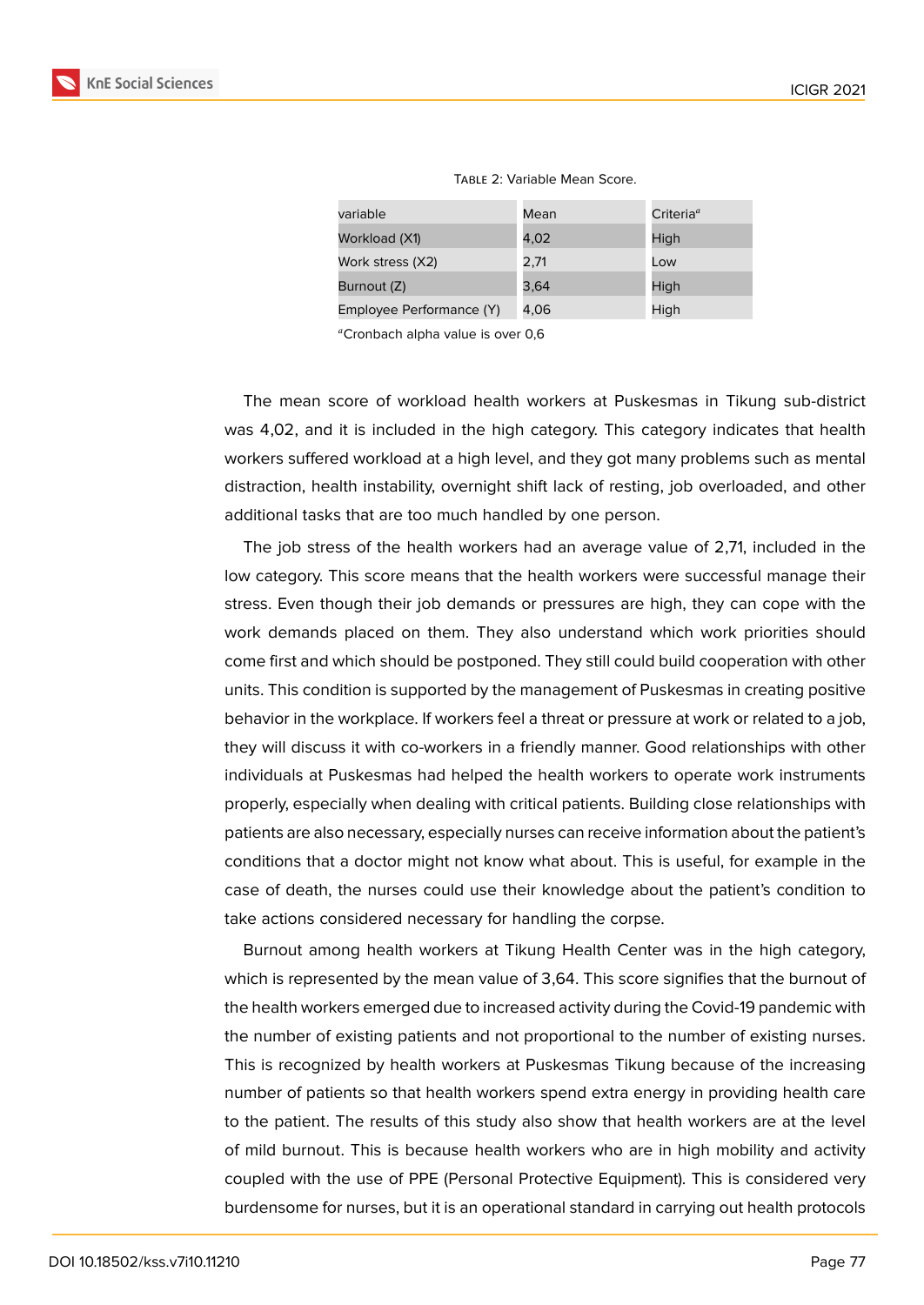Table 2: Variable Mean Score.

| variable | Mean | Criteria[a] |
|---|---|---|
| Workload (X1) | 4,02 | High |
| Work stress (X2) | 2,71 | Low |
| Burnout (Z) | 3,64 | High |
| Employee Performance (Y) | 4,06 | High |

[a]Cronbach alpha value is over 0,6

The mean score of workload health workers at Puskesmas in Tikung sub-district was 4,02, and it is included in the high category. This category indicates that health workers suffered workload at a high level, and they got many problems such as mental distraction, health instability, overnight shift lack of resting, job overloaded, and other additional tasks that are too much handled by one person.

The job stress of the health workers had an average value of 2,71, included in the low category. This score means that the health workers were successful manage their stress. Even though their job demands or pressures are high, they can cope with the work demands placed on them. They also understand which work priorities should come first and which should be postponed. They still could build cooperation with other units. This condition is supported by the management of Puskesmas in creating positive behavior in the workplace. If workers feel a threat or pressure at work or related to a job, they will discuss it with co-workers in a friendly manner. Good relationships with other individuals at Puskesmas had helped the health workers to operate work instruments properly, especially when dealing with critical patients. Building close relationships with patients are also necessary, especially nurses can receive information about the patient's conditions that a doctor might not know what about. This is useful, for example in the case of death, the nurses could use their knowledge about the patient's condition to take actions considered necessary for handling the corpse.

Burnout among health workers at Tikung Health Center was in the high category, which is represented by the mean value of 3,64. This score signifies that the burnout of the health workers emerged due to increased activity during the Covid-19 pandemic with the number of existing patients and not proportional to the number of existing nurses. This is recognized by health workers at Puskesmas Tikung because of the increasing number of patients so that health workers spend extra energy in providing health care to the patient. The results of this study also show that health workers are at the level of mild burnout. This is because health workers who are in high mobility and activity coupled with the use of PPE (Personal Protective Equipment). This is considered very burdensome for nurses, but it is an operational standard in carrying out health protocols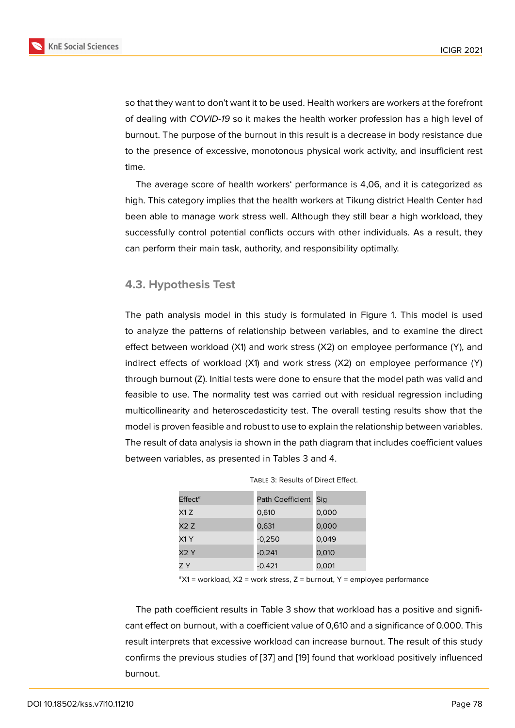so that they want to don't want it to be used. Health workers are workers at the forefront of dealing with *COVID-19* so it makes the health worker profession has a high level of burnout. The purpose of the burnout in this result is a decrease in body resistance due to the presence of excessive, monotonous physical work activity, and insufficient rest time.

The average score of health workers' performance is 4,06, and it is categorized as high. This category implies that the health workers at Tikung district Health Center had been able to manage work stress well. Although they still bear a high workload, they successfully control potential conflicts occurs with other individuals. As a result, they can perform their main task, authority, and responsibility optimally.

### 4.3. Hypothesis Test

The path analysis model in this study is formulated in Figure 1. This model is used to analyze the patterns of relationship between variables, and to examine the direct effect between workload (X1) and work stress (X2) on employee performance (Y), and indirect effects of workload (X1) and work stress (X2) on employee performance (Y) through burnout (Z). Initial tests were done to ensure that the model path was valid and feasible to use. The normality test was carried out with residual regression including multicollinearity and heteroscedasticity test. The overall testing results show that the model is proven feasible and robust to use to explain the relationship between variables. The result of data analysis ia shown in the path diagram that includes coefficient values between variables, as presented in Tables 3 and 4.

Table 3: Results of Direct Effect.

| Effect[a] | Path Coefficient | Sig |
|---|---|---|
| X1 Z | 0,610 | 0,000 |
| X2 Z | 0,631 | 0,000 |
| X1 Y | -0,250 | 0,049 |
| X2 Y | -0,241 | 0,010 |
| Z Y | -0,421 | 0,001 |

[a]X1 = workload, X2 = work stress, Z = burnout, Y = employee performance

The path coefficient results in Table 3 show that workload has a positive and significant effect on burnout, with a coefficient value of 0,610 and a significance of 0.000. This result interprets that excessive workload can increase burnout. The result of this study confirms the previous studies of [37] and [19] found that workload positively influenced burnout.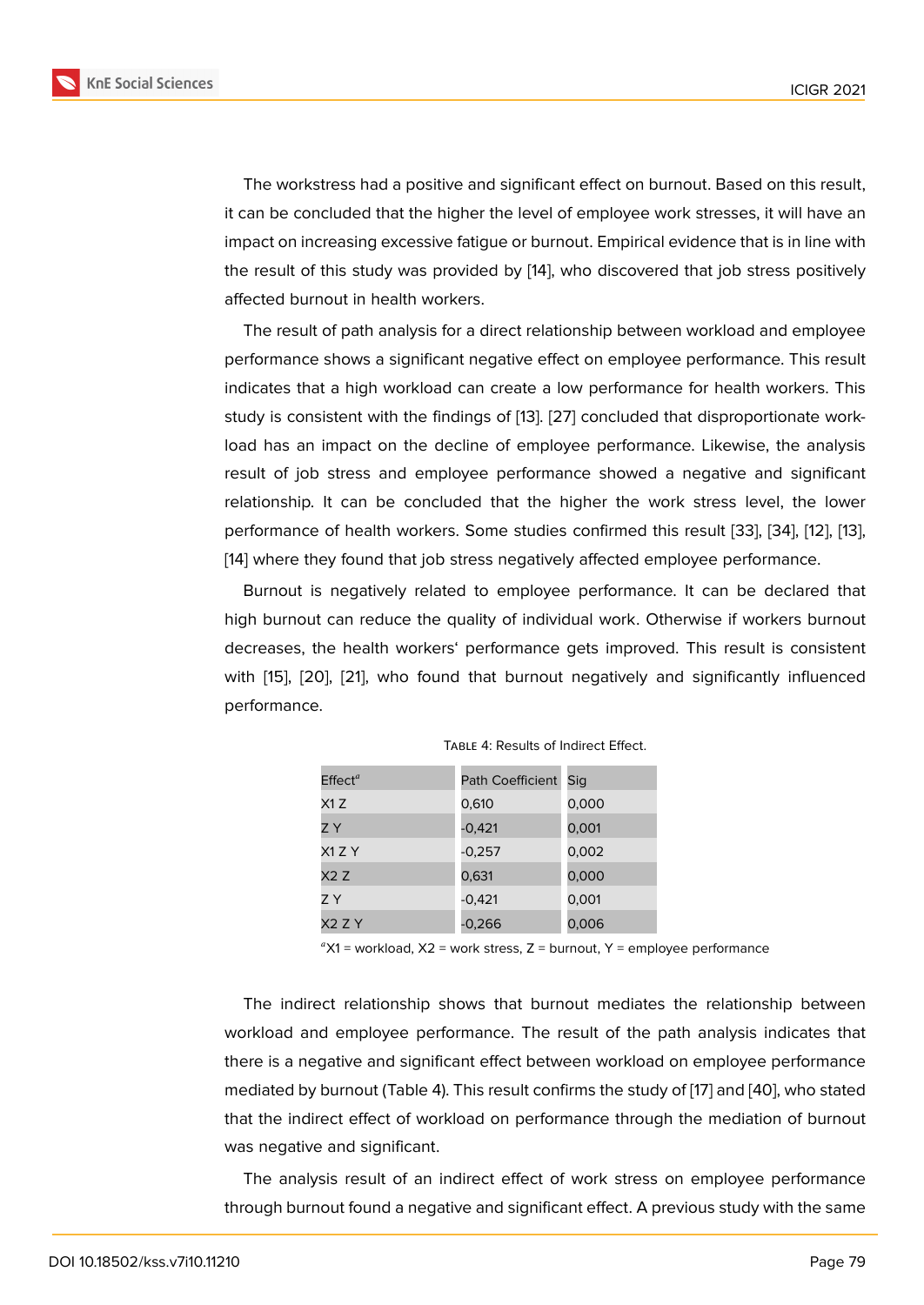The workstress had a positive and significant effect on burnout. Based on this result, it can be concluded that the higher the level of employee work stresses, it will have an impact on increasing excessive fatigue or burnout. Empirical evidence that is in line with the result of this study was provided by [14], who discovered that job stress positively affected burnout in health workers.

The result of path analysis for a direct relationship between workload and employee performance shows a significant negative effect on employee performance. This result indicates that a high workload can create a low performance for health workers. This study is consistent with the findings of [13]. [27] concluded that disproportionate workload has an impact on the decline of employee performance. Likewise, the analysis result of job stress and employee performance showed a negative and significant relationship. It can be concluded that the higher the work stress level, the lower performance of health workers. Some studies confirmed this result [33], [34], [12], [13], [14] where they found that job stress negatively affected employee performance.

Burnout is negatively related to employee performance. It can be declared that high burnout can reduce the quality of individual work. Otherwise if workers burnout decreases, the health workers' performance gets improved. This result is consistent with [15], [20], [21], who found that burnout negatively and significantly influenced performance.

Table 4: Results of Indirect Effect.

| Effect[a] | Path Coefficient | Sig |
|---|---|---|
| X1 Z | 0,610 | 0,000 |
| Z Y | -0,421 | 0,001 |
| X1 Z Y | -0,257 | 0,002 |
| X2 Z | 0,631 | 0,000 |
| Z Y | -0,421 | 0,001 |
| X2 Z Y | -0,266 | 0,006 |

[a]X1 = workload, X2 = work stress, Z = burnout, Y = employee performance

The indirect relationship shows that burnout mediates the relationship between workload and employee performance. The result of the path analysis indicates that there is a negative and significant effect between workload on employee performance mediated by burnout (Table 4). This result confirms the study of [17] and [40], who stated that the indirect effect of workload on performance through the mediation of burnout was negative and significant.

The analysis result of an indirect effect of work stress on employee performance through burnout found a negative and significant effect. A previous study with the same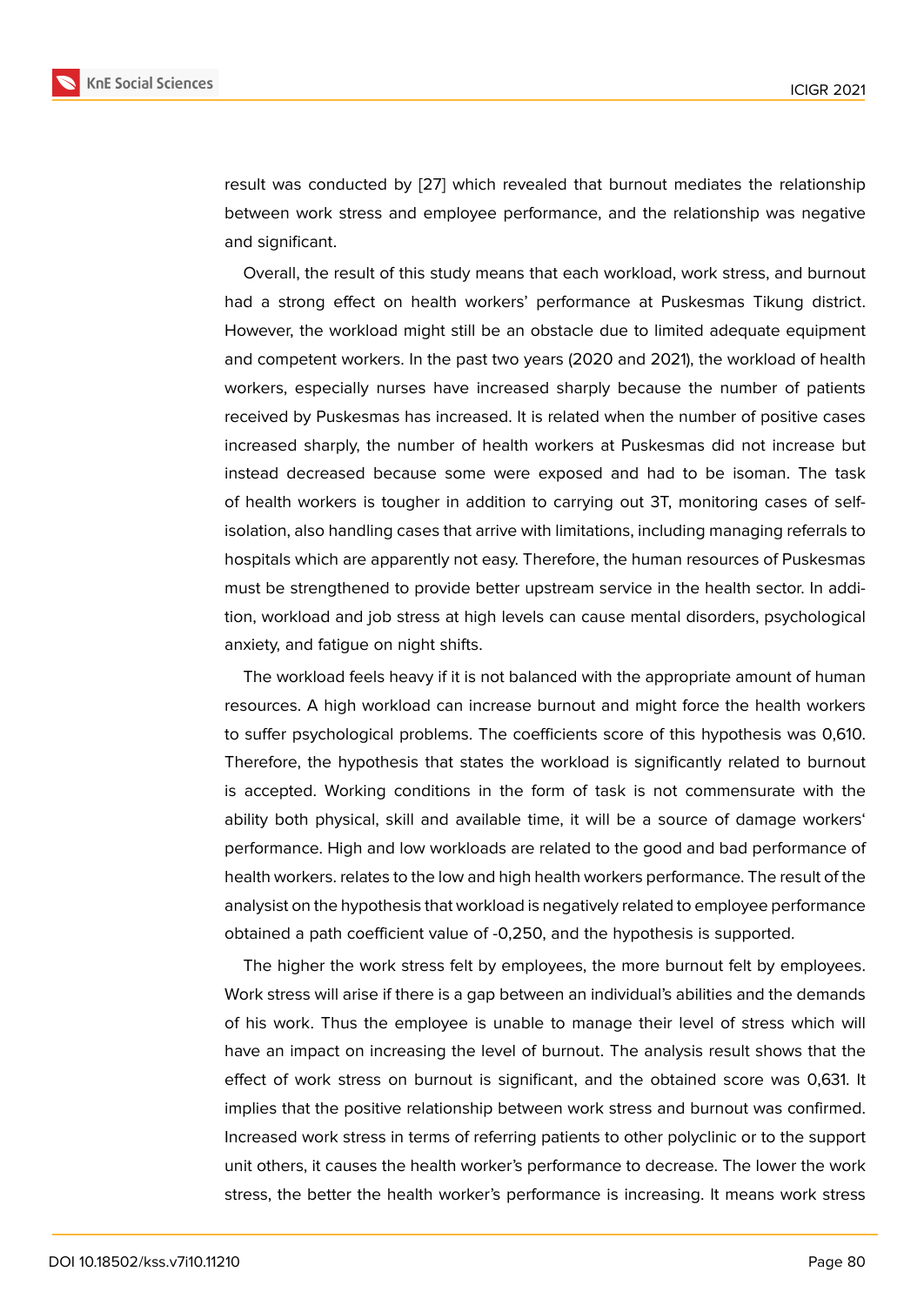result was conducted by [27] which revealed that burnout mediates the relationship between work stress and employee performance, and the relationship was negative and significant.

Overall, the result of this study means that each workload, work stress, and burnout had a strong effect on health workers' performance at Puskesmas Tikung district. However, the workload might still be an obstacle due to limited adequate equipment and competent workers. In the past two years (2020 and 2021), the workload of health workers, especially nurses have increased sharply because the number of patients received by Puskesmas has increased. It is related when the number of positive cases increased sharply, the number of health workers at Puskesmas did not increase but instead decreased because some were exposed and had to be isoman. The task of health workers is tougher in addition to carrying out 3T, monitoring cases of self-isolation, also handling cases that arrive with limitations, including managing referrals to hospitals which are apparently not easy. Therefore, the human resources of Puskesmas must be strengthened to provide better upstream service in the health sector. In addition, workload and job stress at high levels can cause mental disorders, psychological anxiety, and fatigue on night shifts.

The workload feels heavy if it is not balanced with the appropriate amount of human resources. A high workload can increase burnout and might force the health workers to suffer psychological problems. The coefficients score of this hypothesis was 0,610. Therefore, the hypothesis that states the workload is significantly related to burnout is accepted. Working conditions in the form of task is not commensurate with the ability both physical, skill and available time, it will be a source of damage workers' performance. High and low workloads are related to the good and bad performance of health workers. relates to the low and high health workers performance. The result of the analysist on the hypothesis that workload is negatively related to employee performance obtained a path coefficient value of -0,250, and the hypothesis is supported.

The higher the work stress felt by employees, the more burnout felt by employees. Work stress will arise if there is a gap between an individual's abilities and the demands of his work. Thus the employee is unable to manage their level of stress which will have an impact on increasing the level of burnout. The analysis result shows that the effect of work stress on burnout is significant, and the obtained score was 0,631. It implies that the positive relationship between work stress and burnout was confirmed. Increased work stress in terms of referring patients to other polyclinic or to the support unit others, it causes the health worker's performance to decrease. The lower the work stress, the better the health worker's performance is increasing. It means work stress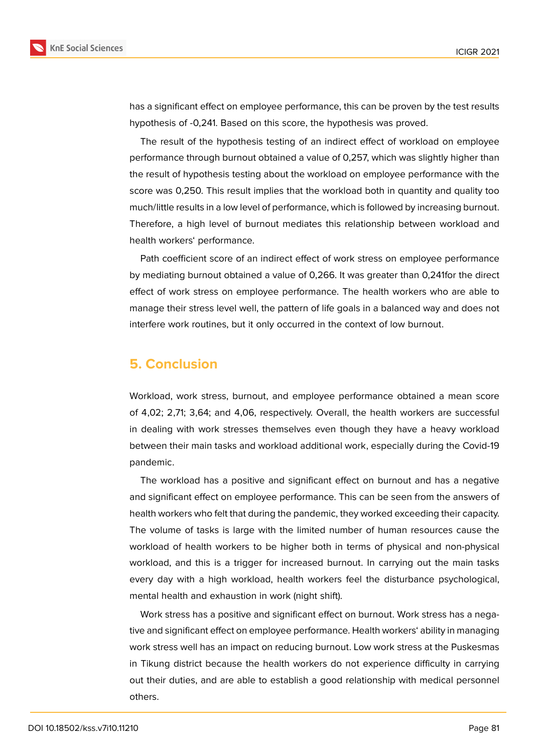has a significant effect on employee performance, this can be proven by the test results hypothesis of -0,241. Based on this score, the hypothesis was proved.

The result of the hypothesis testing of an indirect effect of workload on employee performance through burnout obtained a value of 0,257, which was slightly higher than the result of hypothesis testing about the workload on employee performance with the score was 0,250. This result implies that the workload both in quantity and quality too much/little results in a low level of performance, which is followed by increasing burnout. Therefore, a high level of burnout mediates this relationship between workload and health workers' performance.

Path coefficient score of an indirect effect of work stress on employee performance by mediating burnout obtained a value of 0,266. It was greater than 0,241for the direct effect of work stress on employee performance. The health workers who are able to manage their stress level well, the pattern of life goals in a balanced way and does not interfere work routines, but it only occurred in the context of low burnout.

## 5. Conclusion

Workload, work stress, burnout, and employee performance obtained a mean score of 4,02; 2,71; 3,64; and 4,06, respectively. Overall, the health workers are successful in dealing with work stresses themselves even though they have a heavy workload between their main tasks and workload additional work, especially during the Covid-19 pandemic.

The workload has a positive and significant effect on burnout and has a negative and significant effect on employee performance. This can be seen from the answers of health workers who felt that during the pandemic, they worked exceeding their capacity. The volume of tasks is large with the limited number of human resources cause the workload of health workers to be higher both in terms of physical and non-physical workload, and this is a trigger for increased burnout. In carrying out the main tasks every day with a high workload, health workers feel the disturbance psychological, mental health and exhaustion in work (night shift).

Work stress has a positive and significant effect on burnout. Work stress has a negative and significant effect on employee performance. Health workers' ability in managing work stress well has an impact on reducing burnout. Low work stress at the Puskesmas in Tikung district because the health workers do not experience difficulty in carrying out their duties, and are able to establish a good relationship with medical personnel others.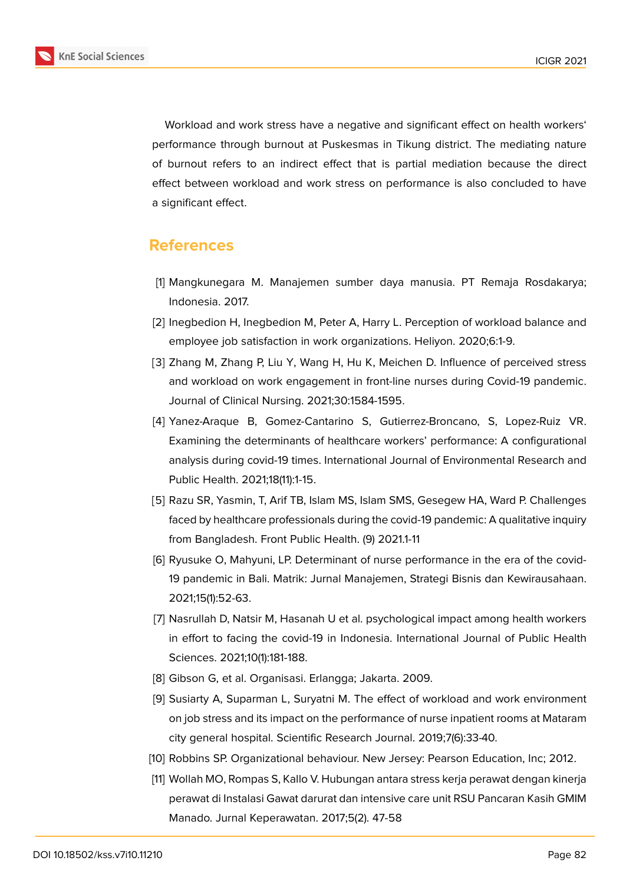Workload and work stress have a negative and significant effect on health workers' performance through burnout at Puskesmas in Tikung district. The mediating nature of burnout refers to an indirect effect that is partial mediation because the direct effect between workload and work stress on performance is also concluded to have a significant effect.

## References

[1] Mangkunegara M. Manajemen sumber daya manusia. PT Remaja Rosdakarya; Indonesia. 2017.

[2] Inegbedion H, Inegbedion M, Peter A, Harry L. Perception of workload balance and employee job satisfaction in work organizations. Heliyon. 2020;6:1-9.

[3] Zhang M, Zhang P, Liu Y, Wang H, Hu K, Meichen D. Influence of perceived stress and workload on work engagement in front-line nurses during Covid-19 pandemic. Journal of Clinical Nursing. 2021;30:1584-1595.

[4] Yanez-Araque B, Gomez-Cantarino S, Gutierrez-Broncano, S, Lopez-Ruiz VR. Examining the determinants of healthcare workers' performance: A configurational analysis during covid-19 times. International Journal of Environmental Research and Public Health. 2021;18(11):1-15.

[5] Razu SR, Yasmin, T, Arif TB, Islam MS, Islam SMS, Gesegew HA, Ward P. Challenges faced by healthcare professionals during the covid-19 pandemic: A qualitative inquiry from Bangladesh. Front Public Health. (9) 2021.1-11

[6] Ryusuke O, Mahyuni, LP. Determinant of nurse performance in the era of the covid-19 pandemic in Bali. Matrik: Jurnal Manajemen, Strategi Bisnis dan Kewirausahaan. 2021;15(1):52-63.

[7] Nasrullah D, Natsir M, Hasanah U et al. psychological impact among health workers in effort to facing the covid-19 in Indonesia. International Journal of Public Health Sciences. 2021;10(1):181-188.

[8] Gibson G, et al. Organisasi. Erlangga; Jakarta. 2009.

[9] Susiarty A, Suparman L, Suryatni M. The effect of workload and work environment on job stress and its impact on the performance of nurse inpatient rooms at Mataram city general hospital. Scientific Research Journal. 2019;7(6):33-40.

[10] Robbins SP. Organizational behaviour. New Jersey: Pearson Education, Inc; 2012.

[11] Wollah MO, Rompas S, Kallo V. Hubungan antara stress kerja perawat dengan kinerja perawat di Instalasi Gawat darurat dan intensive care unit RSU Pancaran Kasih GMIM Manado. Jurnal Keperawatan. 2017;5(2). 47-58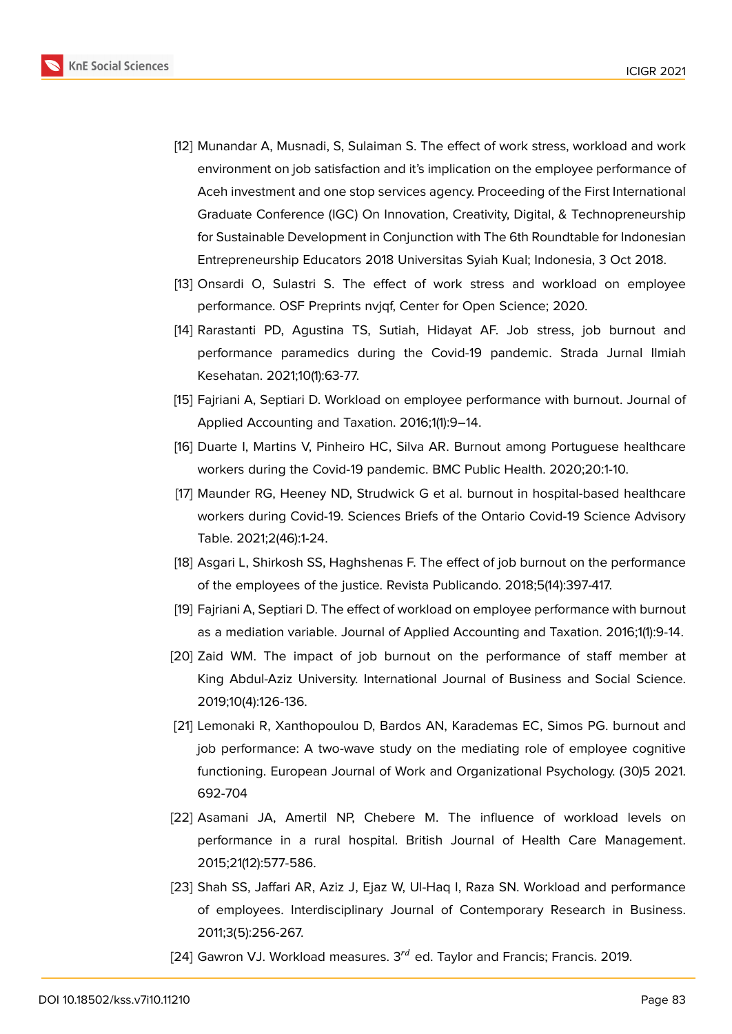[12] Munandar A, Musnadi, S, Sulaiman S. The effect of work stress, workload and work environment on job satisfaction and it's implication on the employee performance of Aceh investment and one stop services agency. Proceeding of the First International Graduate Conference (IGC) On Innovation, Creativity, Digital, & Technopreneurship for Sustainable Development in Conjunction with The 6th Roundtable for Indonesian Entrepreneurship Educators 2018 Universitas Syiah Kual; Indonesia, 3 Oct 2018.

[13] Onsardi O, Sulastri S. The effect of work stress and workload on employee performance. OSF Preprints nvjqf, Center for Open Science; 2020.

[14] Rarastanti PD, Agustina TS, Sutiah, Hidayat AF. Job stress, job burnout and performance paramedics during the Covid-19 pandemic. Strada Jurnal Ilmiah Kesehatan. 2021;10(1):63-77.

[15] Fajriani A, Septiari D. Workload on employee performance with burnout. Journal of Applied Accounting and Taxation. 2016;1(1):9–14.

[16] Duarte I, Martins V, Pinheiro HC, Silva AR. Burnout among Portuguese healthcare workers during the Covid-19 pandemic. BMC Public Health. 2020;20:1-10.

[17] Maunder RG, Heeney ND, Strudwick G et al. burnout in hospital-based healthcare workers during Covid-19. Sciences Briefs of the Ontario Covid-19 Science Advisory Table. 2021;2(46):1-24.

[18] Asgari L, Shirkosh SS, Haghshenas F. The effect of job burnout on the performance of the employees of the justice. Revista Publicando. 2018;5(14):397-417.

[19] Fajriani A, Septiari D. The effect of workload on employee performance with burnout as a mediation variable. Journal of Applied Accounting and Taxation. 2016;1(1):9-14.

[20] Zaid WM. The impact of job burnout on the performance of staff member at King Abdul-Aziz University. International Journal of Business and Social Science. 2019;10(4):126-136.

[21] Lemonaki R, Xanthopoulou D, Bardos AN, Karademas EC, Simos PG. burnout and job performance: A two-wave study on the mediating role of employee cognitive functioning. European Journal of Work and Organizational Psychology. (30)5 2021. 692-704

[22] Asamani JA, Amertil NP, Chebere M. The influence of workload levels on performance in a rural hospital. British Journal of Health Care Management. 2015;21(12):577-586.

[23] Shah SS, Jaffari AR, Aziz J, Ejaz W, Ul-Haq I, Raza SN. Workload and performance of employees. Interdisciplinary Journal of Contemporary Research in Business. 2011;3(5):256-267.

[24] Gawron VJ. Workload measures. $3^{rd}$ ed. Taylor and Francis; Francis. 2019.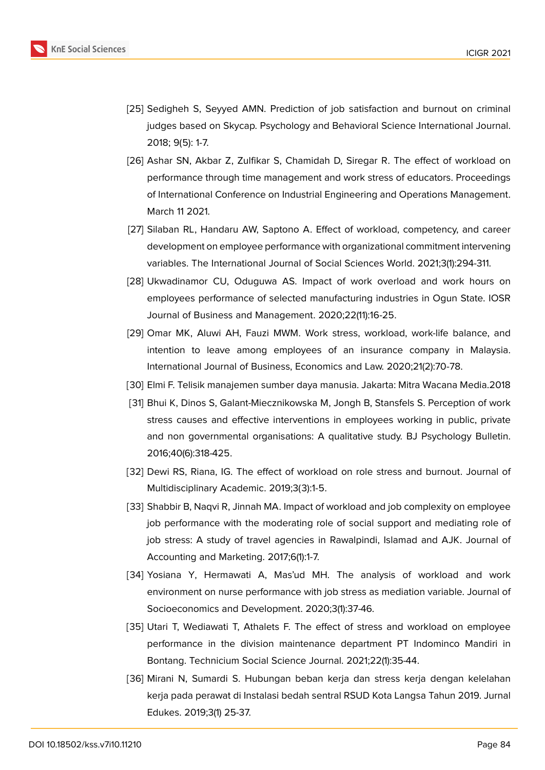[25] Sedigheh S, Seyyed AMN. Prediction of job satisfaction and burnout on criminal judges based on Skycap. Psychology and Behavioral Science International Journal. 2018; 9(5): 1-7.

[26] Ashar SN, Akbar Z, Zulfikar S, Chamidah D, Siregar R. The effect of workload on performance through time management and work stress of educators. Proceedings of International Conference on Industrial Engineering and Operations Management. March 11 2021.

[27] Silaban RL, Handaru AW, Saptono A. Effect of workload, competency, and career development on employee performance with organizational commitment intervening variables. The International Journal of Social Sciences World. 2021;3(1):294-311.

[28] Ukwadinamor CU, Oduguwa AS. Impact of work overload and work hours on employees performance of selected manufacturing industries in Ogun State. IOSR Journal of Business and Management. 2020;22(11):16-25.

[29] Omar MK, Aluwi AH, Fauzi MWM. Work stress, workload, work-life balance, and intention to leave among employees of an insurance company in Malaysia. International Journal of Business, Economics and Law. 2020;21(2):70-78.

[30] Elmi F. Telisik manajemen sumber daya manusia. Jakarta: Mitra Wacana Media.2018

[31] Bhui K, Dinos S, Galant-Miecznikowska M, Jongh B, Stansfels S. Perception of work stress causes and effective interventions in employees working in public, private and non governmental organisations: A qualitative study. BJ Psychology Bulletin. 2016;40(6):318-425.

[32] Dewi RS, Riana, IG. The effect of workload on role stress and burnout. Journal of Multidisciplinary Academic. 2019;3(3):1-5.

[33] Shabbir B, Naqvi R, Jinnah MA. Impact of workload and job complexity on employee job performance with the moderating role of social support and mediating role of job stress: A study of travel agencies in Rawalpindi, Islamad and AJK. Journal of Accounting and Marketing. 2017;6(1):1-7.

[34] Yosiana Y, Hermawati A, Mas'ud MH. The analysis of workload and work environment on nurse performance with job stress as mediation variable. Journal of Socioeconomics and Development. 2020;3(1):37-46.

[35] Utari T, Wediawati T, Athalets F. The effect of stress and workload on employee performance in the division maintenance department PT Indominco Mandiri in Bontang. Technicium Social Science Journal. 2021;22(1):35-44.

[36] Mirani N, Sumardi S. Hubungan beban kerja dan stress kerja dengan kelelahan kerja pada perawat di Instalasi bedah sentral RSUD Kota Langsa Tahun 2019. Jurnal Edukes. 2019;3(1) 25-37.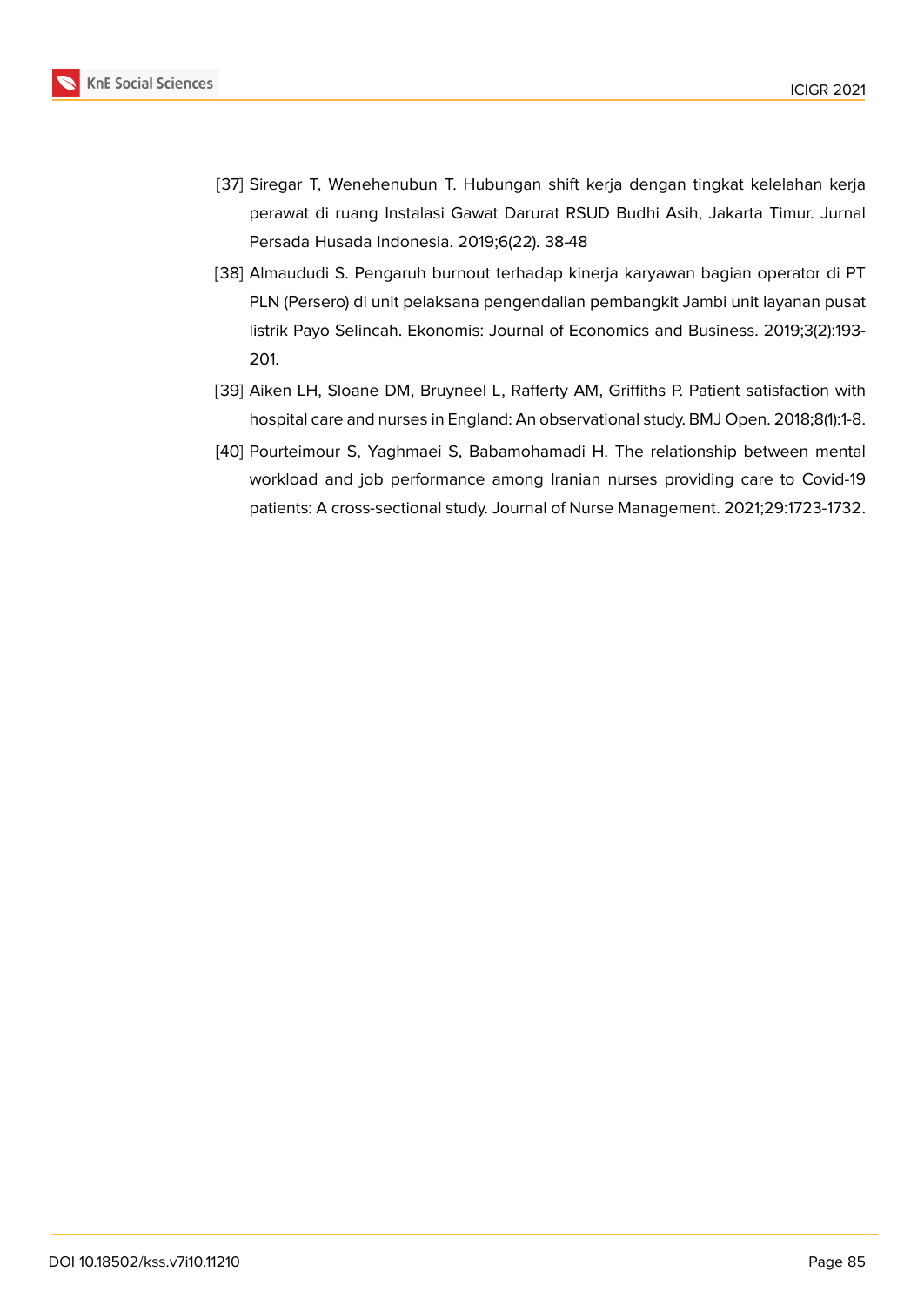[37] Siregar T, Wenehenubun T. Hubungan shift kerja dengan tingkat kelelahan kerja perawat di ruang Instalasi Gawat Darurat RSUD Budhi Asih, Jakarta Timur. Jurnal Persada Husada Indonesia. 2019;6(22). 38-48

[38] Almaududi S. Pengaruh burnout terhadap kinerja karyawan bagian operator di PT PLN (Persero) di unit pelaksana pengendalian pembangkit Jambi unit layanan pusat listrik Payo Selincah. Ekonomis: Journal of Economics and Business. 2019;3(2):193-201.

[39] Aiken LH, Sloane DM, Bruyneel L, Rafferty AM, Griffiths P. Patient satisfaction with hospital care and nurses in England: An observational study. BMJ Open. 2018;8(1):1-8.

[40] Pourteimour S, Yaghmaei S, Babamohamadi H. The relationship between mental workload and job performance among Iranian nurses providing care to Covid-19 patients: A cross-sectional study. Journal of Nurse Management. 2021;29:1723-1732.